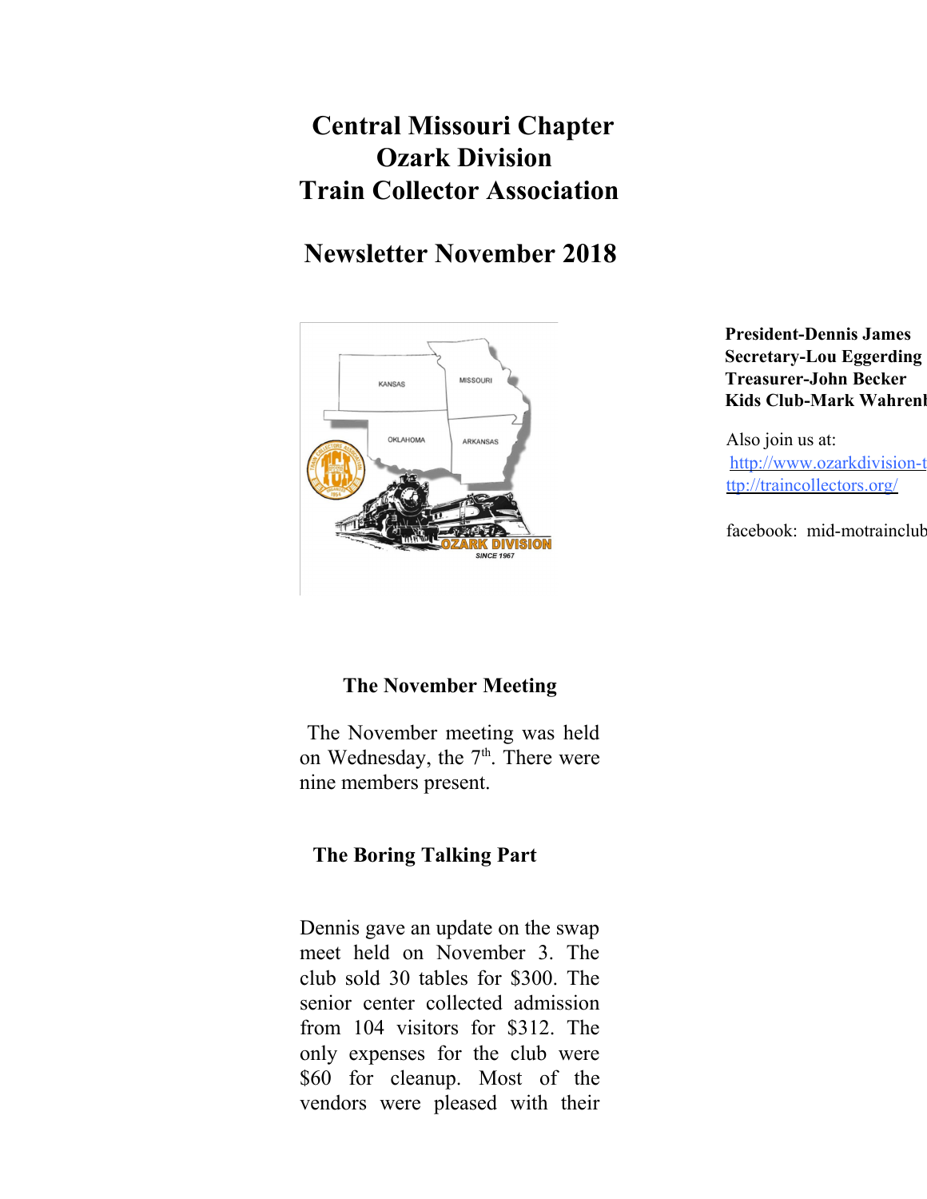# Central Missouri Chapter
# Ozark Division
# Train Collector Association

## Newsletter November 2018

**President-Dennis James**
**Secretary-Lou Eggerding**
**Treasurer-John Becker**
**Kids Club-Mark Wahrenb**

Also join us at:
http://www.ozarkdivision-t
ttp://traincollectors.org/

facebook: mid-motrainclub

### The November Meeting

The November meeting was held on Wednesday, the 7th. There were nine members present.

### The Boring Talking Part

Dennis gave an update on the swap meet held on November 3. The club sold 30 tables for $300. The senior center collected admission from 104 visitors for $312. The only expenses for the club were $60 for cleanup. Most of the vendors were pleased with their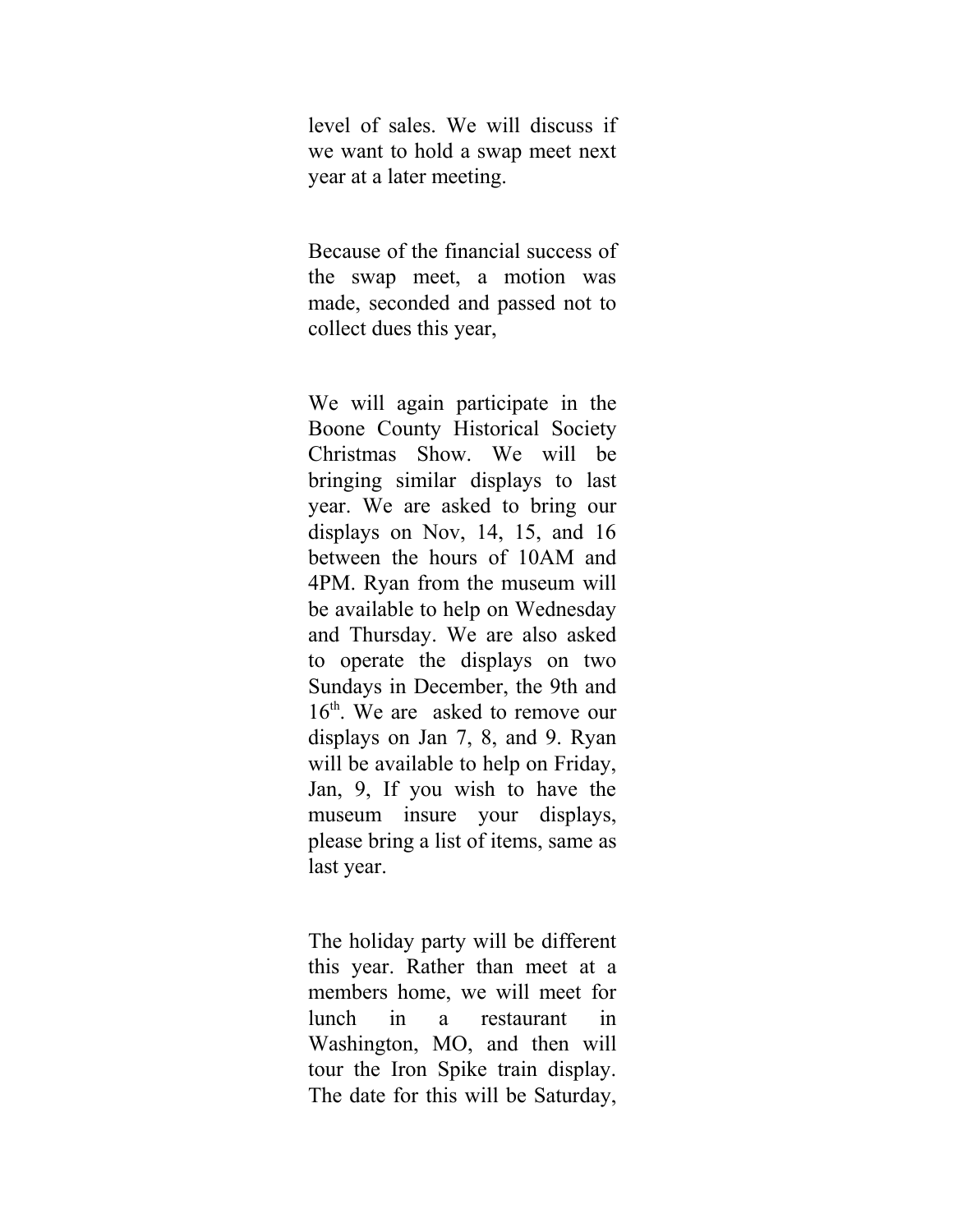level of sales. We will discuss if we want to hold a swap meet next year at a later meeting.

Because of the financial success of the swap meet, a motion was made, seconded and passed not to collect dues this year,

We will again participate in the Boone County Historical Society Christmas Show. We will be bringing similar displays to last year. We are asked to bring our displays on Nov, 14, 15, and 16 between the hours of 10AM and 4PM. Ryan from the museum will be available to help on Wednesday and Thursday. We are also asked to operate the displays on two Sundays in December, the 9th and 16th. We are asked to remove our displays on Jan 7, 8, and 9. Ryan will be available to help on Friday, Jan, 9, If you wish to have the museum insure your displays, please bring a list of items, same as last year.

The holiday party will be different this year. Rather than meet at a members home, we will meet for lunch in a restaurant in Washington, MO, and then will tour the Iron Spike train display. The date for this will be Saturday,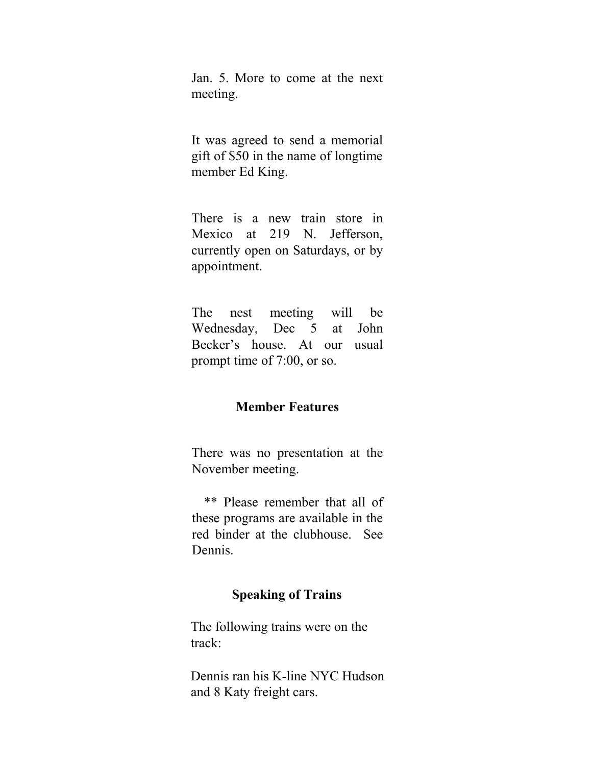Jan. 5. More to come at the next meeting.

It was agreed to send a memorial gift of $50 in the name of longtime member Ed King.

There is a new train store in Mexico at 219 N. Jefferson, currently open on Saturdays, or by appointment.

The nest meeting will be Wednesday, Dec 5 at John Becker's house. At our usual prompt time of 7:00, or so.

## Member Features

There was no presentation at the November meeting.

** Please remember that all of these programs are available in the red binder at the clubhouse. See Dennis.

## Speaking of Trains

The following trains were on the track:

Dennis ran his K-line NYC Hudson and 8 Katy freight cars.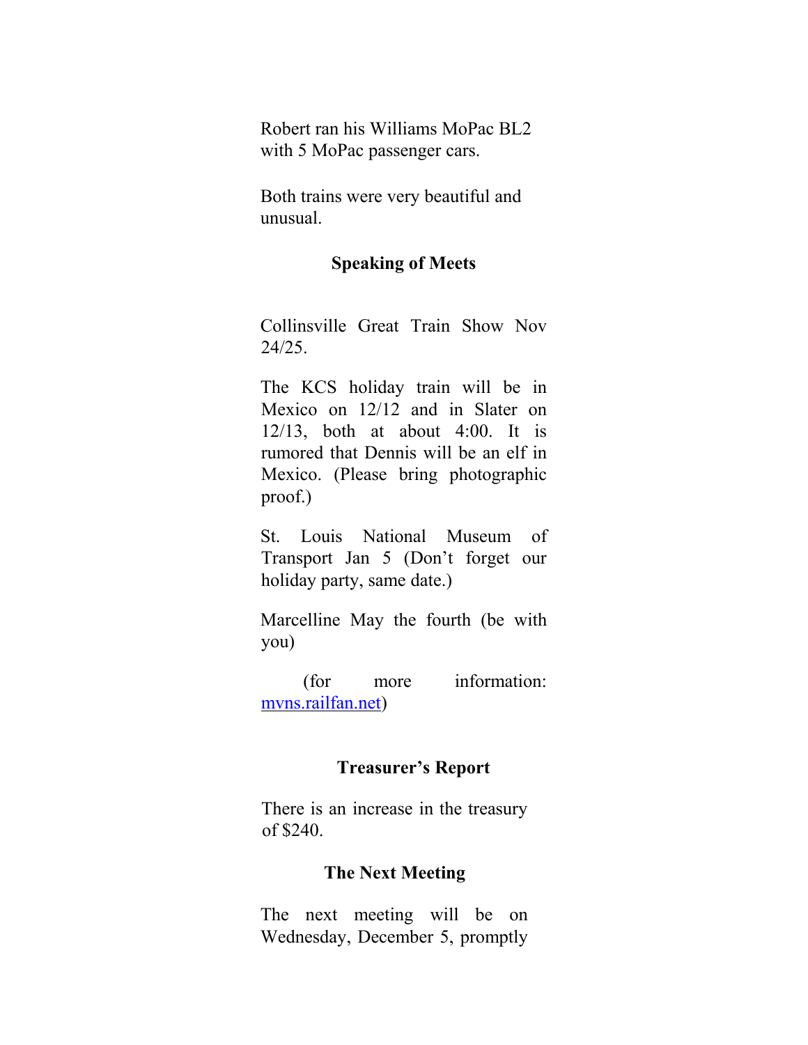Robert ran his Williams MoPac BL2 with 5 MoPac passenger cars.

Both trains were very beautiful and unusual.

### Speaking of Meets

Collinsville Great Train Show Nov 24/25.

The KCS holiday train will be in Mexico on 12/12 and in Slater on 12/13, both at about 4:00. It is rumored that Dennis will be an elf in Mexico. (Please bring photographic proof.)

St. Louis National Museum of Transport Jan 5 (Don't forget our holiday party, same date.)

Marcelline May the fourth (be with you)

(for more information: [mvns.railfan.net](http://mvns.railfan.net))

### Treasurer's Report

There is an increase in the treasury of $240.

### The Next Meeting

The next meeting will be on Wednesday, December 5, promptly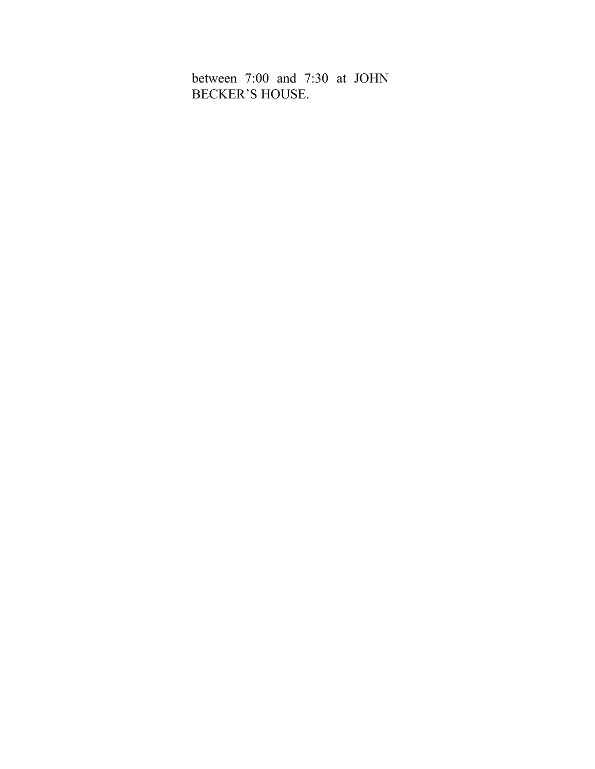between 7:00 and 7:30 at JOHN BECKER'S HOUSE.